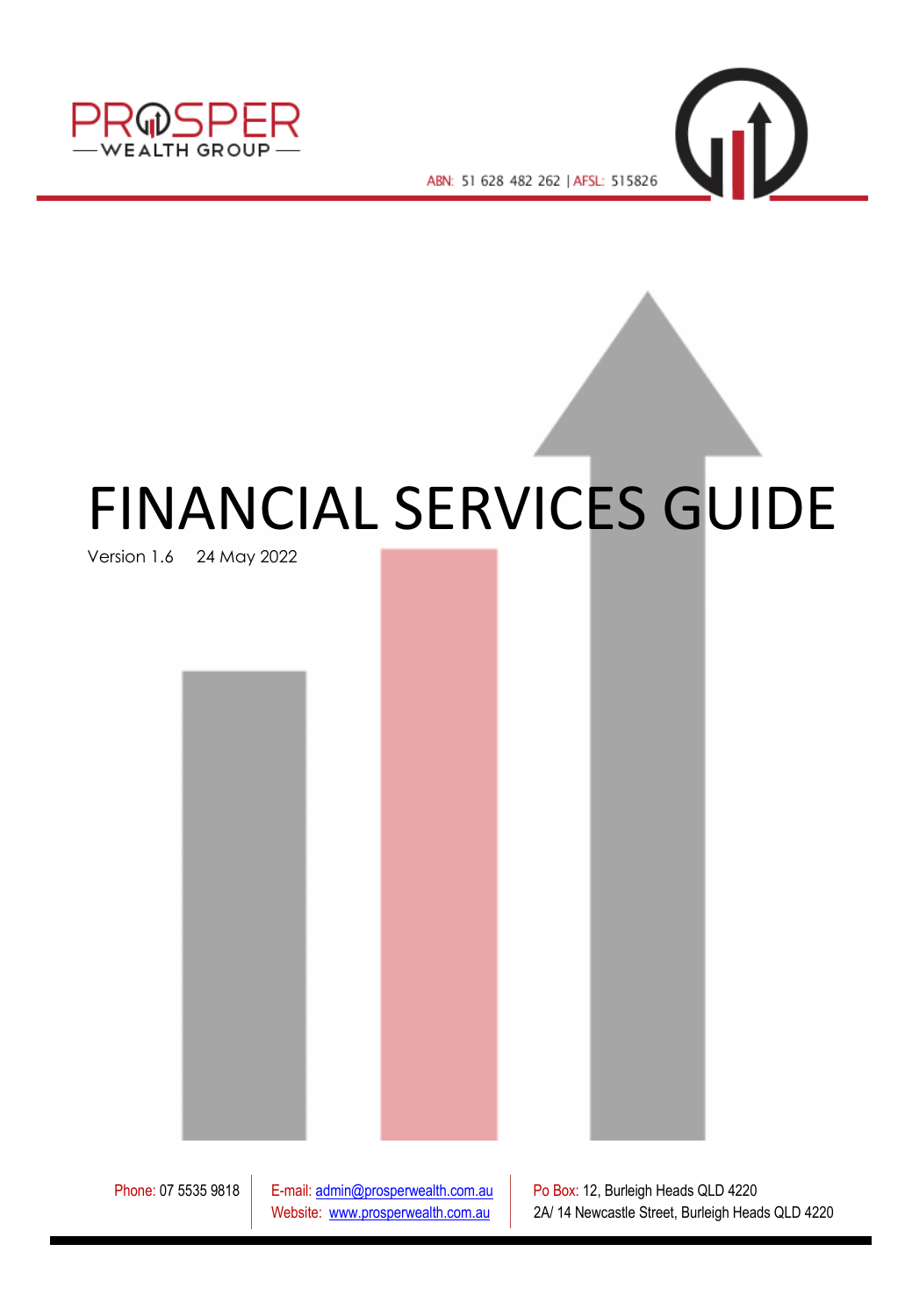PROSPER WEALTH GROUP

ABN: 51 628 482 262 | AFSL: 515826

# FINANCIAL SERVICES GUIDE

Version 1.6    24 May 2022

Phone: 07 5535 9818

E-mail: admin@prosperwealth.com.au
Website: www.prosperwealth.com.au

Po Box: 12, Burleigh Heads QLD 4220
2A/ 14 Newcastle Street, Burleigh Heads QLD 4220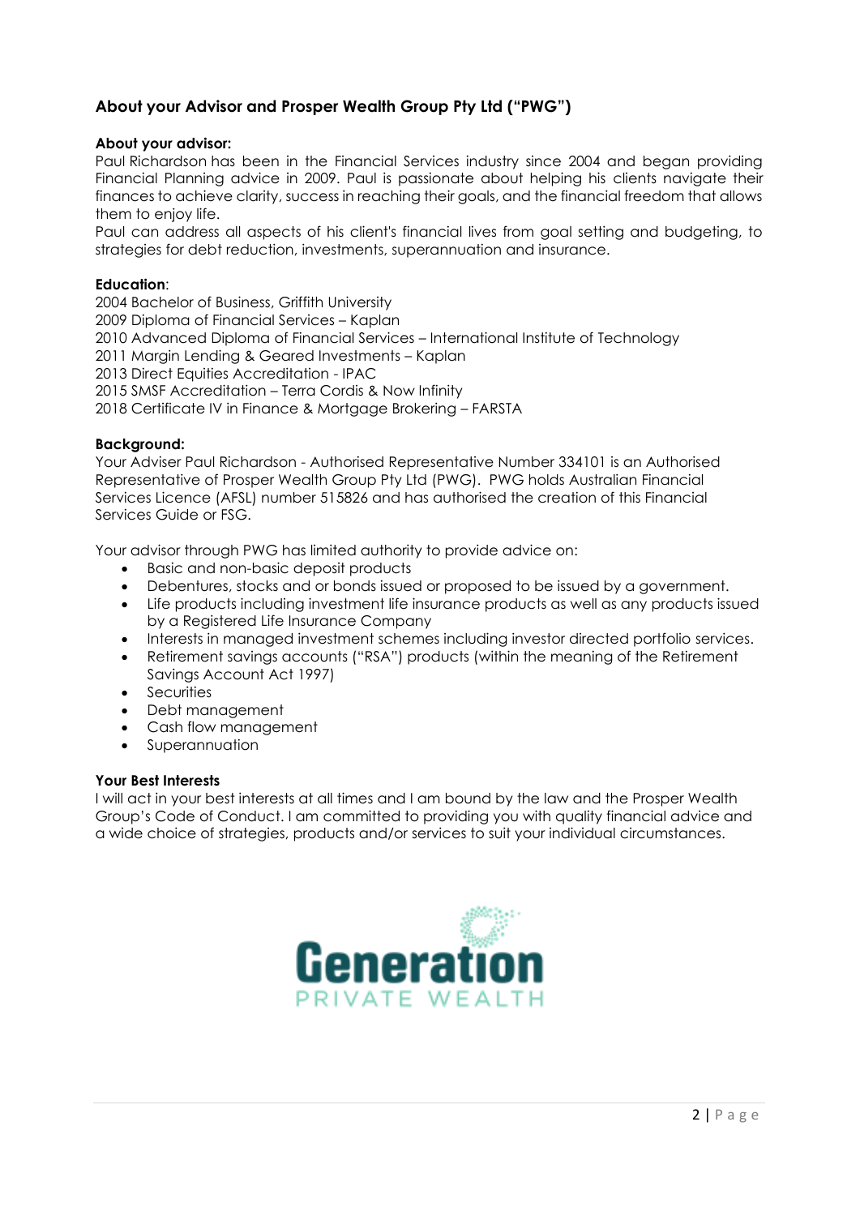## About your Advisor and Prosper Wealth Group Pty Ltd ("PWG")

**About your advisor:**
Paul Richardson has been in the Financial Services industry since 2004 and began providing Financial Planning advice in 2009. Paul is passionate about helping his clients navigate their finances to achieve clarity, success in reaching their goals, and the financial freedom that allows them to enjoy life.
Paul can address all aspects of his client's financial lives from goal setting and budgeting, to strategies for debt reduction, investments, superannuation and insurance.

**Education**:
2004 Bachelor of Business, Griffith University
2009 Diploma of Financial Services – Kaplan
2010 Advanced Diploma of Financial Services – International Institute of Technology
2011 Margin Lending & Geared Investments – Kaplan
2013 Direct Equities Accreditation - IPAC
2015 SMSF Accreditation – Terra Cordis & Now Infinity
2018 Certificate IV in Finance & Mortgage Brokering – FARSTA

**Background:**
Your Adviser Paul Richardson - Authorised Representative Number 334101 is an Authorised Representative of Prosper Wealth Group Pty Ltd (PWG). PWG holds Australian Financial Services Licence (AFSL) number 515826 and has authorised the creation of this Financial Services Guide or FSG.

Your advisor through PWG has limited authority to provide advice on:

- Basic and non-basic deposit products
- Debentures, stocks and or bonds issued or proposed to be issued by a government.
- Life products including investment life insurance products as well as any products issued by a Registered Life Insurance Company
- Interests in managed investment schemes including investor directed portfolio services.
- Retirement savings accounts ("RSA") products (within the meaning of the Retirement Savings Account Act 1997)
- Securities
- Debt management
- Cash flow management
- Superannuation

**Your Best Interests**
I will act in your best interests at all times and I am bound by the law and the Prosper Wealth Group's Code of Conduct. I am committed to providing you with quality financial advice and a wide choice of strategies, products and/or services to suit your individual circumstances.

Generation
PRIVATE WEALTH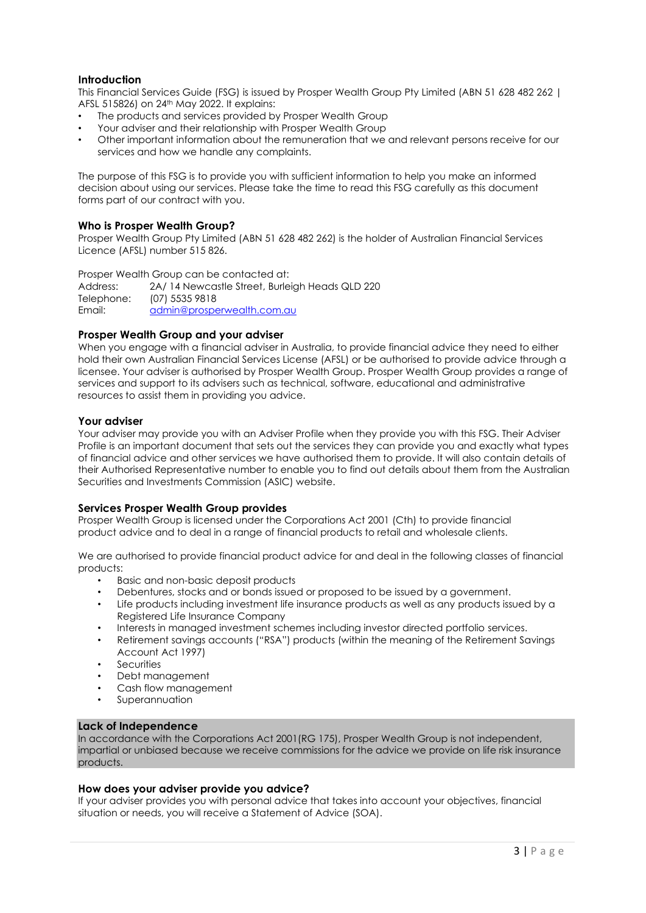## Introduction

This Financial Services Guide (FSG) is issued by Prosper Wealth Group Pty Limited (ABN 51 628 482 262 | AFSL 515826) on 24th May 2022. It explains:

- The products and services provided by Prosper Wealth Group
- Your adviser and their relationship with Prosper Wealth Group
- Other important information about the remuneration that we and relevant persons receive for our services and how we handle any complaints.

The purpose of this FSG is to provide you with sufficient information to help you make an informed decision about using our services. Please take the time to read this FSG carefully as this document forms part of our contract with you.

## Who is Prosper Wealth Group?

Prosper Wealth Group Pty Limited (ABN 51 628 482 262) is the holder of Australian Financial Services Licence (AFSL) number 515 826.

Prosper Wealth Group can be contacted at:

Address: 2A/ 14 Newcastle Street, Burleigh Heads QLD 220
Telephone: (07) 5535 9818
Email: admin@prosperwealth.com.au

## Prosper Wealth Group and your adviser

When you engage with a financial adviser in Australia, to provide financial advice they need to either hold their own Australian Financial Services License (AFSL) or be authorised to provide advice through a licensee. Your adviser is authorised by Prosper Wealth Group. Prosper Wealth Group provides a range of services and support to its advisers such as technical, software, educational and administrative resources to assist them in providing you advice.

## Your adviser

Your adviser may provide you with an Adviser Profile when they provide you with this FSG. Their Adviser Profile is an important document that sets out the services they can provide you and exactly what types of financial advice and other services we have authorised them to provide. It will also contain details of their Authorised Representative number to enable you to find out details about them from the Australian Securities and Investments Commission (ASIC) website.

## Services Prosper Wealth Group provides

Prosper Wealth Group is licensed under the Corporations Act 2001 (Cth) to provide financial product advice and to deal in a range of financial products to retail and wholesale clients.

We are authorised to provide financial product advice for and deal in the following classes of financial products:

- Basic and non-basic deposit products
- Debentures, stocks and or bonds issued or proposed to be issued by a government.
- Life products including investment life insurance products as well as any products issued by a Registered Life Insurance Company
- Interests in managed investment schemes including investor directed portfolio services.
- Retirement savings accounts ("RSA") products (within the meaning of the Retirement Savings Account Act 1997)
- Securities
- Debt management
- Cash flow management
- Superannuation

## Lack of Independence

In accordance with the Corporations Act 2001(RG 175), Prosper Wealth Group is not independent, impartial or unbiased because we receive commissions for the advice we provide on life risk insurance products.

## How does your adviser provide you advice?

If your adviser provides you with personal advice that takes into account your objectives, financial situation or needs, you will receive a Statement of Advice (SOA).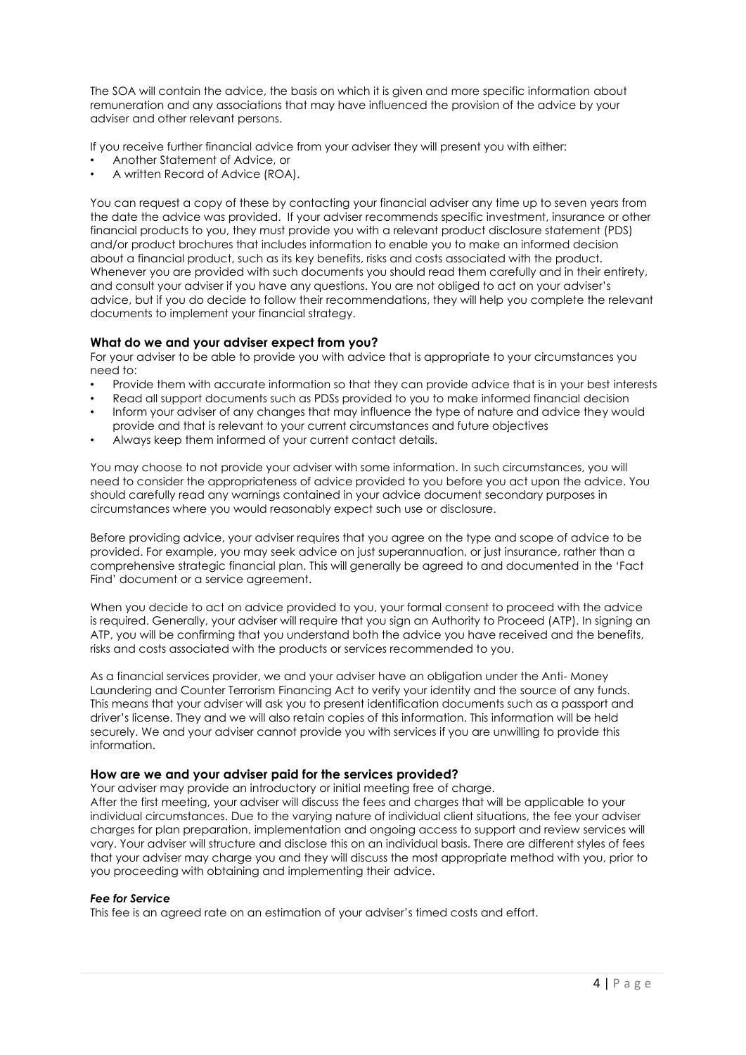The SOA will contain the advice, the basis on which it is given and more specific information about remuneration and any associations that may have influenced the provision of the advice by your adviser and other relevant persons.

If you receive further financial advice from your adviser they will present you with either:

- Another Statement of Advice, or
- A written Record of Advice (ROA).

You can request a copy of these by contacting your financial adviser any time up to seven years from the date the advice was provided. If your adviser recommends specific investment, insurance or other financial products to you, they must provide you with a relevant product disclosure statement (PDS) and/or product brochures that includes information to enable you to make an informed decision about a financial product, such as its key benefits, risks and costs associated with the product. Whenever you are provided with such documents you should read them carefully and in their entirety, and consult your adviser if you have any questions. You are not obliged to act on your adviser's advice, but if you do decide to follow their recommendations, they will help you complete the relevant documents to implement your financial strategy.

### What do we and your adviser expect from you?

For your adviser to be able to provide you with advice that is appropriate to your circumstances you need to:

- Provide them with accurate information so that they can provide advice that is in your best interests
- Read all support documents such as PDSs provided to you to make informed financial decision
- Inform your adviser of any changes that may influence the type of nature and advice they would provide and that is relevant to your current circumstances and future objectives
- Always keep them informed of your current contact details.

You may choose to not provide your adviser with some information. In such circumstances, you will need to consider the appropriateness of advice provided to you before you act upon the advice. You should carefully read any warnings contained in your advice document secondary purposes in circumstances where you would reasonably expect such use or disclosure.

Before providing advice, your adviser requires that you agree on the type and scope of advice to be provided. For example, you may seek advice on just superannuation, or just insurance, rather than a comprehensive strategic financial plan. This will generally be agreed to and documented in the 'Fact Find' document or a service agreement.

When you decide to act on advice provided to you, your formal consent to proceed with the advice is required. Generally, your adviser will require that you sign an Authority to Proceed (ATP). In signing an ATP, you will be confirming that you understand both the advice you have received and the benefits, risks and costs associated with the products or services recommended to you.

As a financial services provider, we and your adviser have an obligation under the Anti- Money Laundering and Counter Terrorism Financing Act to verify your identity and the source of any funds. This means that your adviser will ask you to present identification documents such as a passport and driver's license. They and we will also retain copies of this information. This information will be held securely. We and your adviser cannot provide you with services if you are unwilling to provide this information.

### How are we and your adviser paid for the services provided?

Your adviser may provide an introductory or initial meeting free of charge.
After the first meeting, your adviser will discuss the fees and charges that will be applicable to your individual circumstances. Due to the varying nature of individual client situations, the fee your adviser charges for plan preparation, implementation and ongoing access to support and review services will vary. Your adviser will structure and disclose this on an individual basis. There are different styles of fees that your adviser may charge you and they will discuss the most appropriate method with you, prior to you proceeding with obtaining and implementing their advice.

#### *Fee for Service*

This fee is an agreed rate on an estimation of your adviser's timed costs and effort.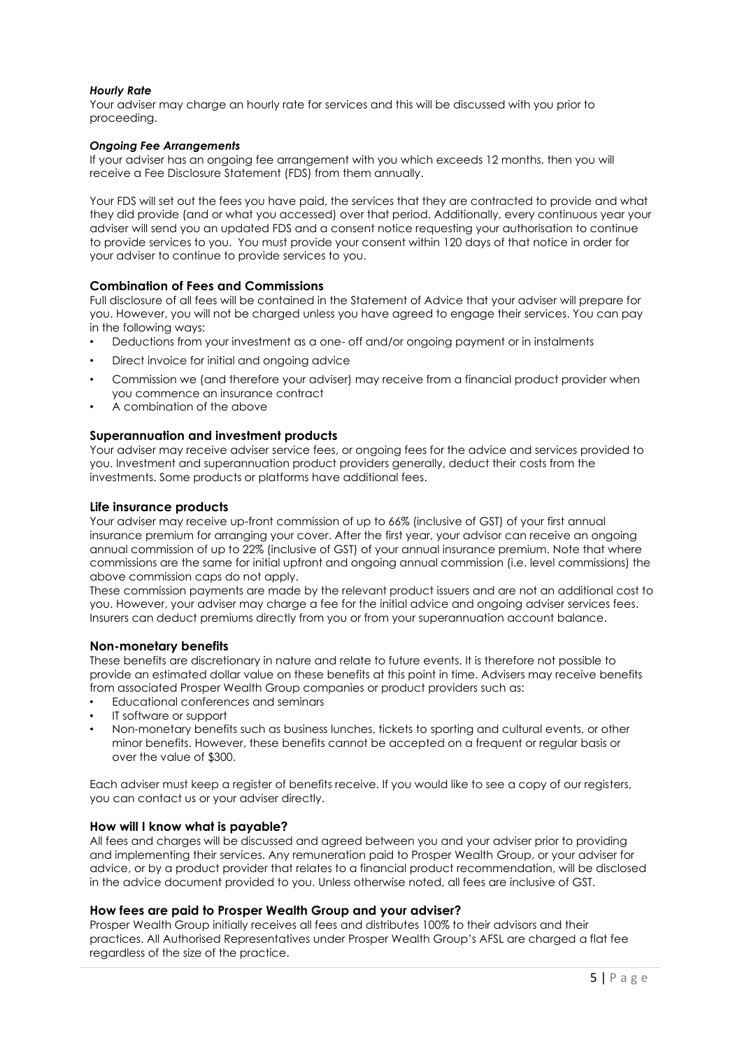***Hourly Rate***

Your adviser may charge an hourly rate for services and this will be discussed with you prior to proceeding.

***Ongoing Fee Arrangements***

If your adviser has an ongoing fee arrangement with you which exceeds 12 months, then you will receive a Fee Disclosure Statement (FDS) from them annually.

Your FDS will set out the fees you have paid, the services that they are contracted to provide and what they did provide (and or what you accessed) over that period. Additionally, every continuous year your adviser will send you an updated FDS and a consent notice requesting your authorisation to continue to provide services to you. You must provide your consent within 120 days of that notice in order for your adviser to continue to provide services to you.

## Combination of Fees and Commissions

Full disclosure of all fees will be contained in the Statement of Advice that your adviser will prepare for you. However, you will not be charged unless you have agreed to engage their services. You can pay in the following ways:

- Deductions from your investment as a one- off and/or ongoing payment or in instalments
- Direct invoice for initial and ongoing advice
- Commission we (and therefore your adviser) may receive from a financial product provider when you commence an insurance contract
- A combination of the above

## Superannuation and investment products

Your adviser may receive adviser service fees, or ongoing fees for the advice and services provided to you. Investment and superannuation product providers generally, deduct their costs from the investments. Some products or platforms have additional fees.

## Life insurance products

Your adviser may receive up-front commission of up to 66% (inclusive of GST) of your first annual insurance premium for arranging your cover. After the first year, your advisor can receive an ongoing annual commission of up to 22% (inclusive of GST) of your annual insurance premium. Note that where commissions are the same for initial upfront and ongoing annual commission (i.e. level commissions) the above commission caps do not apply.

These commission payments are made by the relevant product issuers and are not an additional cost to you. However, your adviser may charge a fee for the initial advice and ongoing adviser services fees. Insurers can deduct premiums directly from you or from your superannuation account balance.

## Non-monetary benefits

These benefits are discretionary in nature and relate to future events. It is therefore not possible to provide an estimated dollar value on these benefits at this point in time. Advisers may receive benefits from associated Prosper Wealth Group companies or product providers such as:

- Educational conferences and seminars
- IT software or support
- Non-monetary benefits such as business lunches, tickets to sporting and cultural events, or other minor benefits. However, these benefits cannot be accepted on a frequent or regular basis or over the value of $300.

Each adviser must keep a register of benefits receive. If you would like to see a copy of our registers, you can contact us or your adviser directly.

## How will I know what is payable?

All fees and charges will be discussed and agreed between you and your adviser prior to providing and implementing their services. Any remuneration paid to Prosper Wealth Group, or your adviser for advice, or by a product provider that relates to a financial product recommendation, will be disclosed in the advice document provided to you. Unless otherwise noted, all fees are inclusive of GST.

## How fees are paid to Prosper Wealth Group and your adviser?

Prosper Wealth Group initially receives all fees and distributes 100% to their advisors and their practices. All Authorised Representatives under Prosper Wealth Group's AFSL are charged a flat fee regardless of the size of the practice.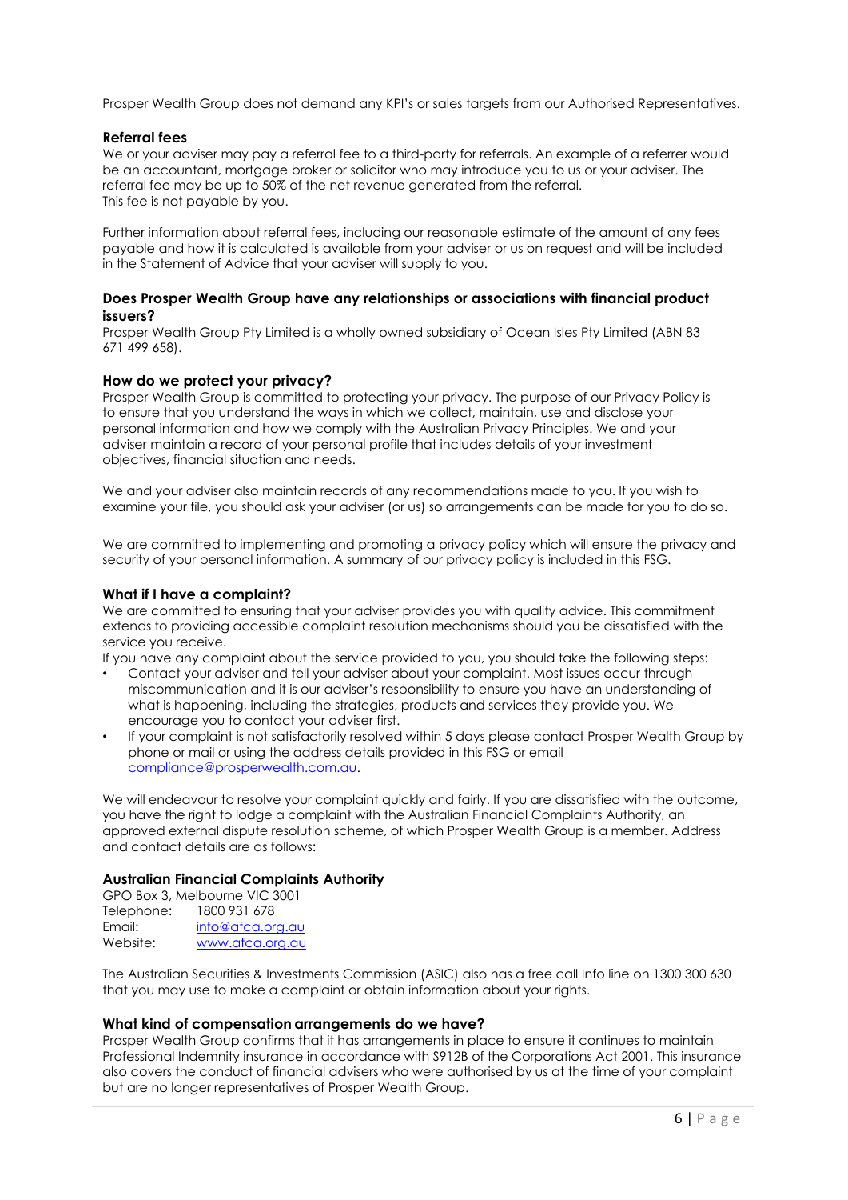Prosper Wealth Group does not demand any KPI's or sales targets from our Authorised Representatives.

### Referral fees

We or your adviser may pay a referral fee to a third-party for referrals. An example of a referrer would be an accountant, mortgage broker or solicitor who may introduce you to us or your adviser. The referral fee may be up to 50% of the net revenue generated from the referral.
This fee is not payable by you.

Further information about referral fees, including our reasonable estimate of the amount of any fees payable and how it is calculated is available from your adviser or us on request and will be included in the Statement of Advice that your adviser will supply to you.

### Does Prosper Wealth Group have any relationships or associations with financial product issuers?

Prosper Wealth Group Pty Limited is a wholly owned subsidiary of Ocean Isles Pty Limited (ABN 83 671 499 658).

### How do we protect your privacy?

Prosper Wealth Group is committed to protecting your privacy. The purpose of our Privacy Policy is to ensure that you understand the ways in which we collect, maintain, use and disclose your personal information and how we comply with the Australian Privacy Principles. We and your adviser maintain a record of your personal profile that includes details of your investment objectives, financial situation and needs.

We and your adviser also maintain records of any recommendations made to you. If you wish to examine your file, you should ask your adviser (or us) so arrangements can be made for you to do so.

We are committed to implementing and promoting a privacy policy which will ensure the privacy and security of your personal information. A summary of our privacy policy is included in this FSG.

### What if I have a complaint?

We are committed to ensuring that your adviser provides you with quality advice. This commitment extends to providing accessible complaint resolution mechanisms should you be dissatisfied with the service you receive.

If you have any complaint about the service provided to you, you should take the following steps:

- Contact your adviser and tell your adviser about your complaint. Most issues occur through miscommunication and it is our adviser's responsibility to ensure you have an understanding of what is happening, including the strategies, products and services they provide you. We encourage you to contact your adviser first.
- If your complaint is not satisfactorily resolved within 5 days please contact Prosper Wealth Group by phone or mail or using the address details provided in this FSG or email compliance@prosperwealth.com.au.

We will endeavour to resolve your complaint quickly and fairly. If you are dissatisfied with the outcome, you have the right to lodge a complaint with the Australian Financial Complaints Authority, an approved external dispute resolution scheme, of which Prosper Wealth Group is a member. Address and contact details are as follows:

### Australian Financial Complaints Authority

GPO Box 3, Melbourne VIC 3001
Telephone: 1800 931 678
Email: info@afca.org.au
Website: www.afca.org.au

The Australian Securities & Investments Commission (ASIC) also has a free call Info line on 1300 300 630 that you may use to make a complaint or obtain information about your rights.

### What kind of compensation arrangements do we have?

Prosper Wealth Group confirms that it has arrangements in place to ensure it continues to maintain Professional Indemnity insurance in accordance with S912B of the Corporations Act 2001. This insurance also covers the conduct of financial advisers who were authorised by us at the time of your complaint but are no longer representatives of Prosper Wealth Group.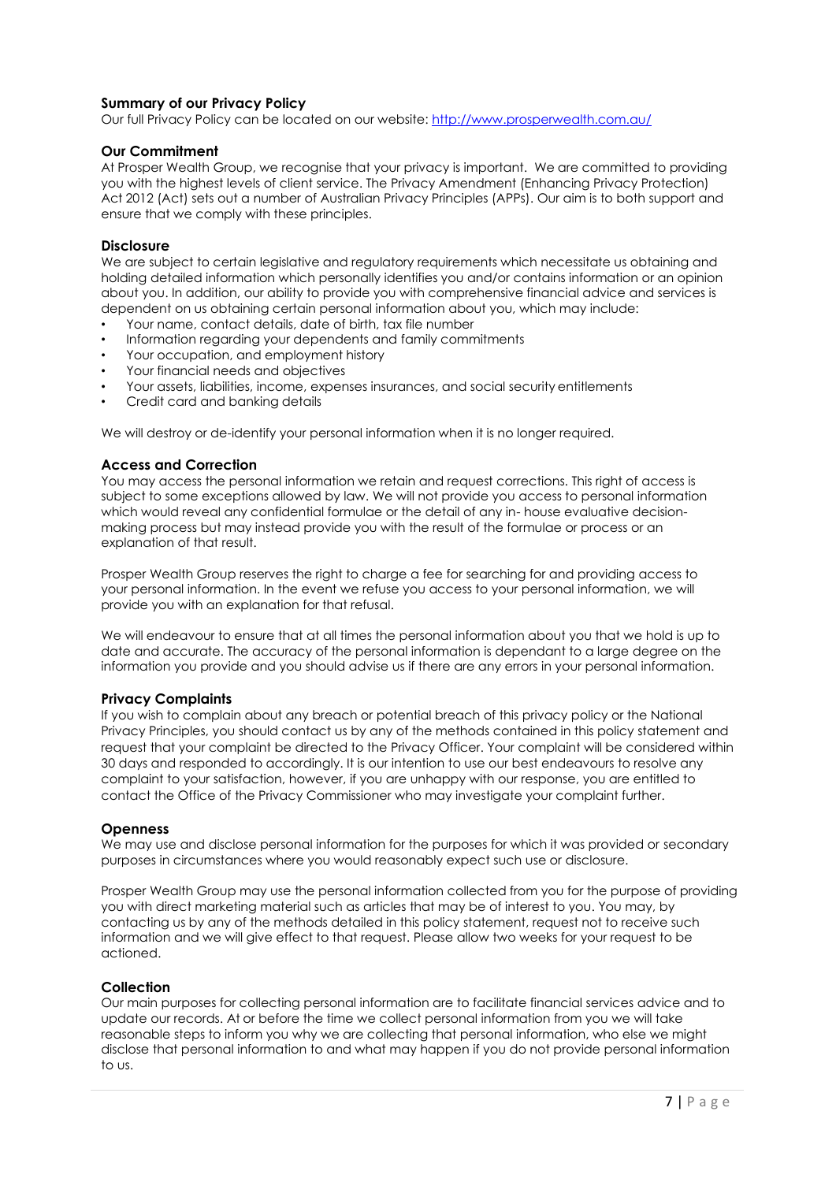### Summary of our Privacy Policy

Our full Privacy Policy can be located on our website: [http://www.prosperwealth.com.au/](http://www.prosperwealth.com.au/)

### Our Commitment

At Prosper Wealth Group, we recognise that your privacy is important. We are committed to providing you with the highest levels of client service. The Privacy Amendment (Enhancing Privacy Protection) Act 2012 (Act) sets out a number of Australian Privacy Principles (APPs). Our aim is to both support and ensure that we comply with these principles.

### Disclosure

We are subject to certain legislative and regulatory requirements which necessitate us obtaining and holding detailed information which personally identifies you and/or contains information or an opinion about you. In addition, our ability to provide you with comprehensive financial advice and services is dependent on us obtaining certain personal information about you, which may include:

- Your name, contact details, date of birth, tax file number
- Information regarding your dependents and family commitments
- Your occupation, and employment history
- Your financial needs and objectives
- Your assets, liabilities, income, expenses insurances, and social security entitlements
- Credit card and banking details

We will destroy or de-identify your personal information when it is no longer required.

### Access and Correction

You may access the personal information we retain and request corrections. This right of access is subject to some exceptions allowed by law. We will not provide you access to personal information which would reveal any confidential formulae or the detail of any in- house evaluative decision-making process but may instead provide you with the result of the formulae or process or an explanation of that result.

Prosper Wealth Group reserves the right to charge a fee for searching for and providing access to your personal information. In the event we refuse you access to your personal information, we will provide you with an explanation for that refusal.

We will endeavour to ensure that at all times the personal information about you that we hold is up to date and accurate. The accuracy of the personal information is dependant to a large degree on the information you provide and you should advise us if there are any errors in your personal information.

### Privacy Complaints

If you wish to complain about any breach or potential breach of this privacy policy or the National Privacy Principles, you should contact us by any of the methods contained in this policy statement and request that your complaint be directed to the Privacy Officer. Your complaint will be considered within 30 days and responded to accordingly. It is our intention to use our best endeavours to resolve any complaint to your satisfaction, however, if you are unhappy with our response, you are entitled to contact the Office of the Privacy Commissioner who may investigate your complaint further.

### Openness

We may use and disclose personal information for the purposes for which it was provided or secondary purposes in circumstances where you would reasonably expect such use or disclosure.

Prosper Wealth Group may use the personal information collected from you for the purpose of providing you with direct marketing material such as articles that may be of interest to you. You may, by contacting us by any of the methods detailed in this policy statement, request not to receive such information and we will give effect to that request. Please allow two weeks for your request to be actioned.

### Collection

Our main purposes for collecting personal information are to facilitate financial services advice and to update our records. At or before the time we collect personal information from you we will take reasonable steps to inform you why we are collecting that personal information, who else we might disclose that personal information to and what may happen if you do not provide personal information to us.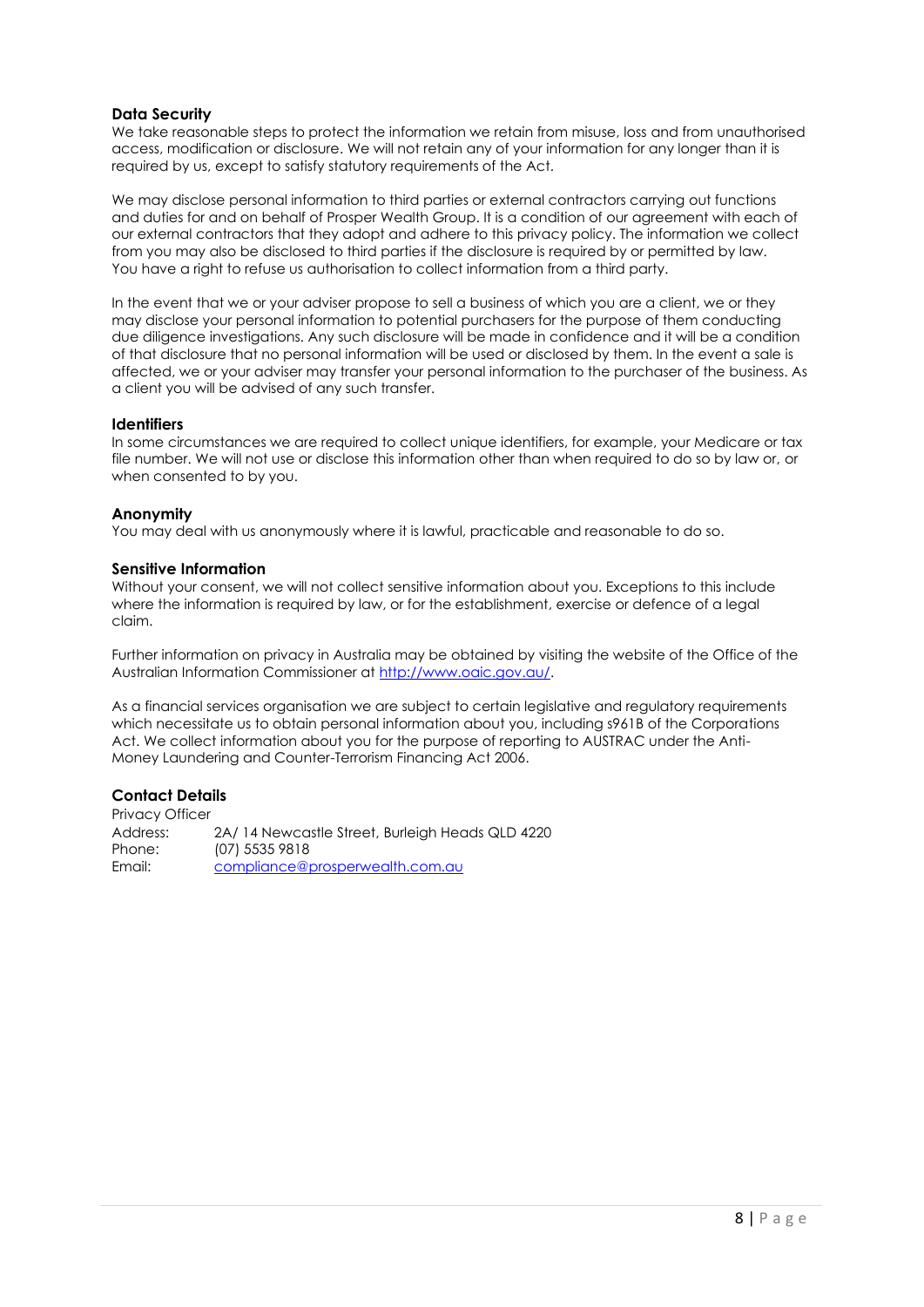### Data Security

We take reasonable steps to protect the information we retain from misuse, loss and from unauthorised access, modification or disclosure. We will not retain any of your information for any longer than it is required by us, except to satisfy statutory requirements of the Act.

We may disclose personal information to third parties or external contractors carrying out functions and duties for and on behalf of Prosper Wealth Group. It is a condition of our agreement with each of our external contractors that they adopt and adhere to this privacy policy. The information we collect from you may also be disclosed to third parties if the disclosure is required by or permitted by law. You have a right to refuse us authorisation to collect information from a third party.

In the event that we or your adviser propose to sell a business of which you are a client, we or they may disclose your personal information to potential purchasers for the purpose of them conducting due diligence investigations. Any such disclosure will be made in confidence and it will be a condition of that disclosure that no personal information will be used or disclosed by them. In the event a sale is affected, we or your adviser may transfer your personal information to the purchaser of the business. As a client you will be advised of any such transfer.

### Identifiers

In some circumstances we are required to collect unique identifiers, for example, your Medicare or tax file number. We will not use or disclose this information other than when required to do so by law or, or when consented to by you.

### Anonymity

You may deal with us anonymously where it is lawful, practicable and reasonable to do so.

### Sensitive Information

Without your consent, we will not collect sensitive information about you. Exceptions to this include where the information is required by law, or for the establishment, exercise or defence of a legal claim.

Further information on privacy in Australia may be obtained by visiting the website of the Office of the Australian Information Commissioner at [http://www.oaic.gov.au/](http://www.oaic.gov.au/).

As a financial services organisation we are subject to certain legislative and regulatory requirements which necessitate us to obtain personal information about you, including s961B of the Corporations Act. We collect information about you for the purpose of reporting to AUSTRAC under the Anti-Money Laundering and Counter-Terrorism Financing Act 2006.

### Contact Details

Privacy Officer

Address: 2A/ 14 Newcastle Street, Burleigh Heads QLD 4220
Phone: (07) 5535 9818
Email: [compliance@prosperwealth.com.au](mailto:compliance@prosperwealth.com.au)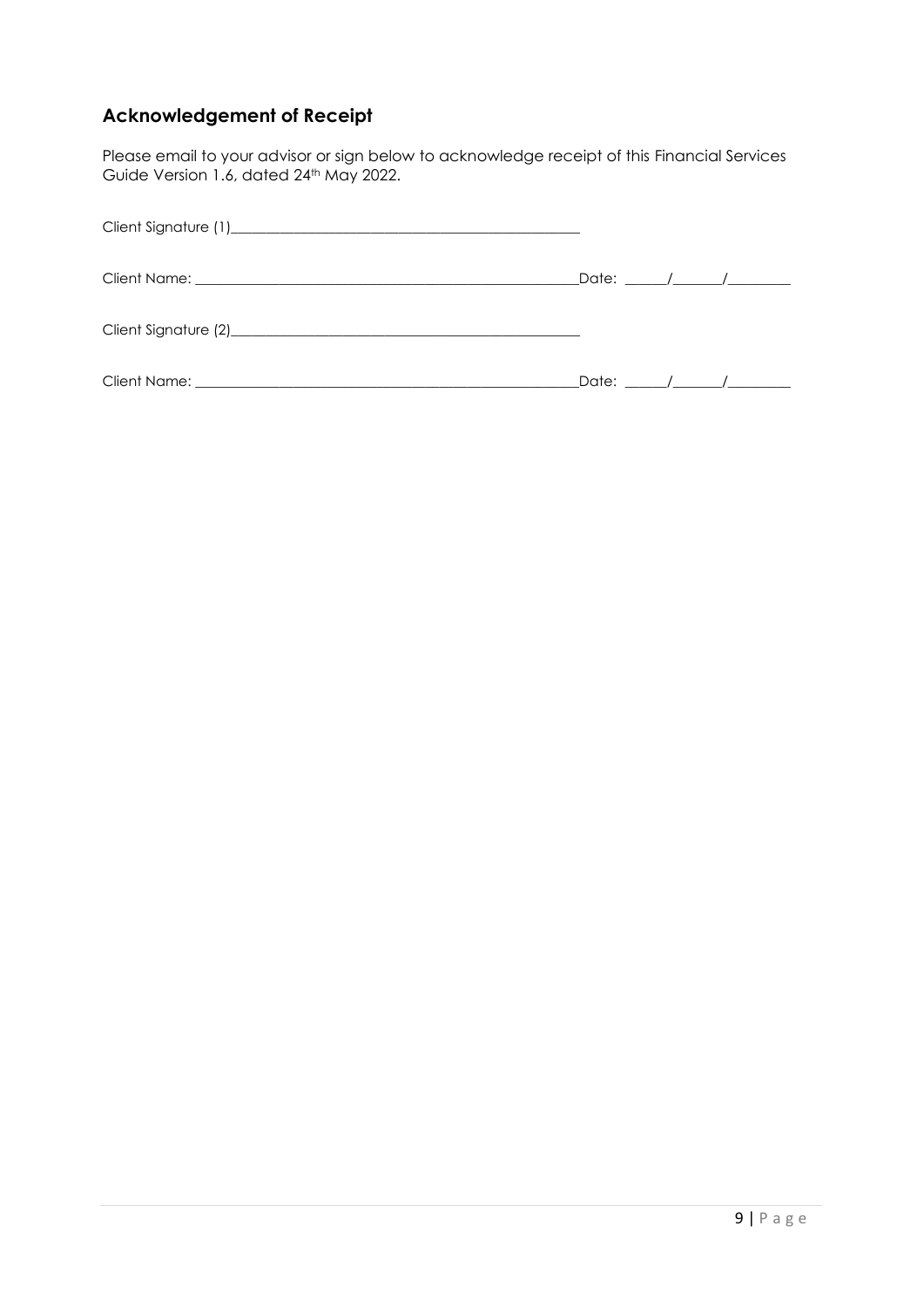## Acknowledgement of Receipt

Please email to your advisor or sign below to acknowledge receipt of this Financial Services Guide Version 1.6, dated 24th May 2022.

Client Signature (1)_______________________________________________

Client Name: ______________________________________________________Date: ______/_______/_________

Client Signature (2)_______________________________________________

Client Name: ______________________________________________________Date: ______/_______/_________